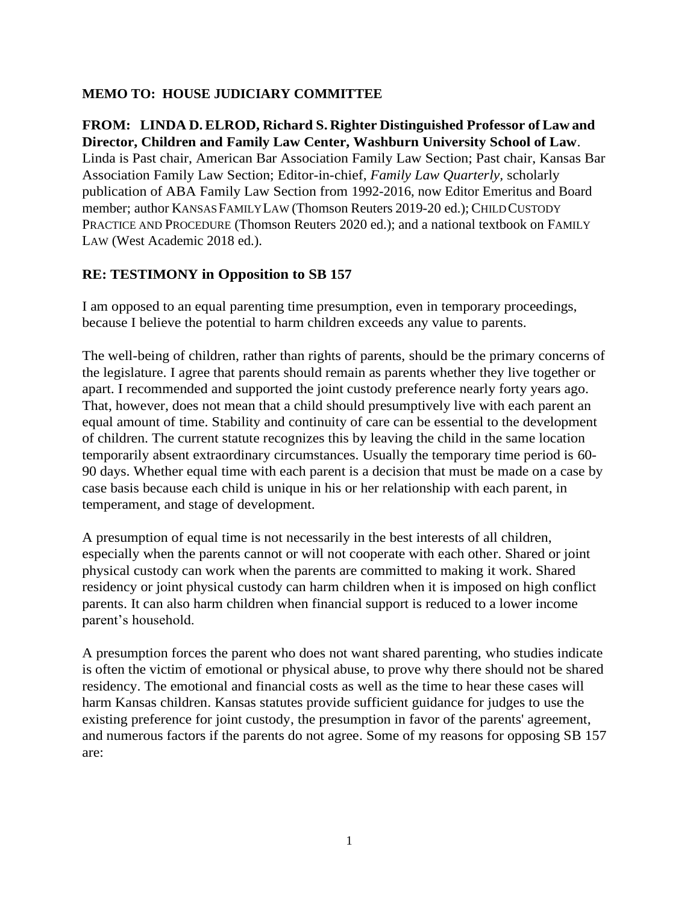**MEMO TO: HOUSE JUDICIARY COMMITTEE**

**FROM: LINDA D. ELROD, Richard S. Righter Distinguished Professor of Law and Director, Children and Family Law Center, Washburn University School of Law**. Linda is Past chair, American Bar Association Family Law Section; Past chair, Kansas Bar Association Family Law Section; Editor-in-chief, *Family Law Quarterly*, scholarly publication of ABA Family Law Section from 1992-2016, now Editor Emeritus and Board member; author KANSAS FAMILY LAW (Thomson Reuters 2019-20 ed.); CHILD CUSTODY PRACTICE AND PROCEDURE (Thomson Reuters 2020 ed.); and a national textbook on FAMILY LAW (West Academic 2018 ed.).

## RE: TESTIMONY in Opposition to SB 157

I am opposed to an equal parenting time presumption, even in temporary proceedings, because I believe the potential to harm children exceeds any value to parents.

The well-being of children, rather than rights of parents, should be the primary concerns of the legislature. I agree that parents should remain as parents whether they live together or apart. I recommended and supported the joint custody preference nearly forty years ago. That, however, does not mean that a child should presumptively live with each parent an equal amount of time. Stability and continuity of care can be essential to the development of children. The current statute recognizes this by leaving the child in the same location temporarily absent extraordinary circumstances. Usually the temporary time period is 60-90 days. Whether equal time with each parent is a decision that must be made on a case by case basis because each child is unique in his or her relationship with each parent, in temperament, and stage of development.

A presumption of equal time is not necessarily in the best interests of all children, especially when the parents cannot or will not cooperate with each other. Shared or joint physical custody can work when the parents are committed to making it work. Shared residency or joint physical custody can harm children when it is imposed on high conflict parents. It can also harm children when financial support is reduced to a lower income parent's household.

A presumption forces the parent who does not want shared parenting, who studies indicate is often the victim of emotional or physical abuse, to prove why there should not be shared residency. The emotional and financial costs as well as the time to hear these cases will harm Kansas children. Kansas statutes provide sufficient guidance for judges to use the existing preference for joint custody, the presumption in favor of the parents' agreement, and numerous factors if the parents do not agree. Some of my reasons for opposing SB 157 are: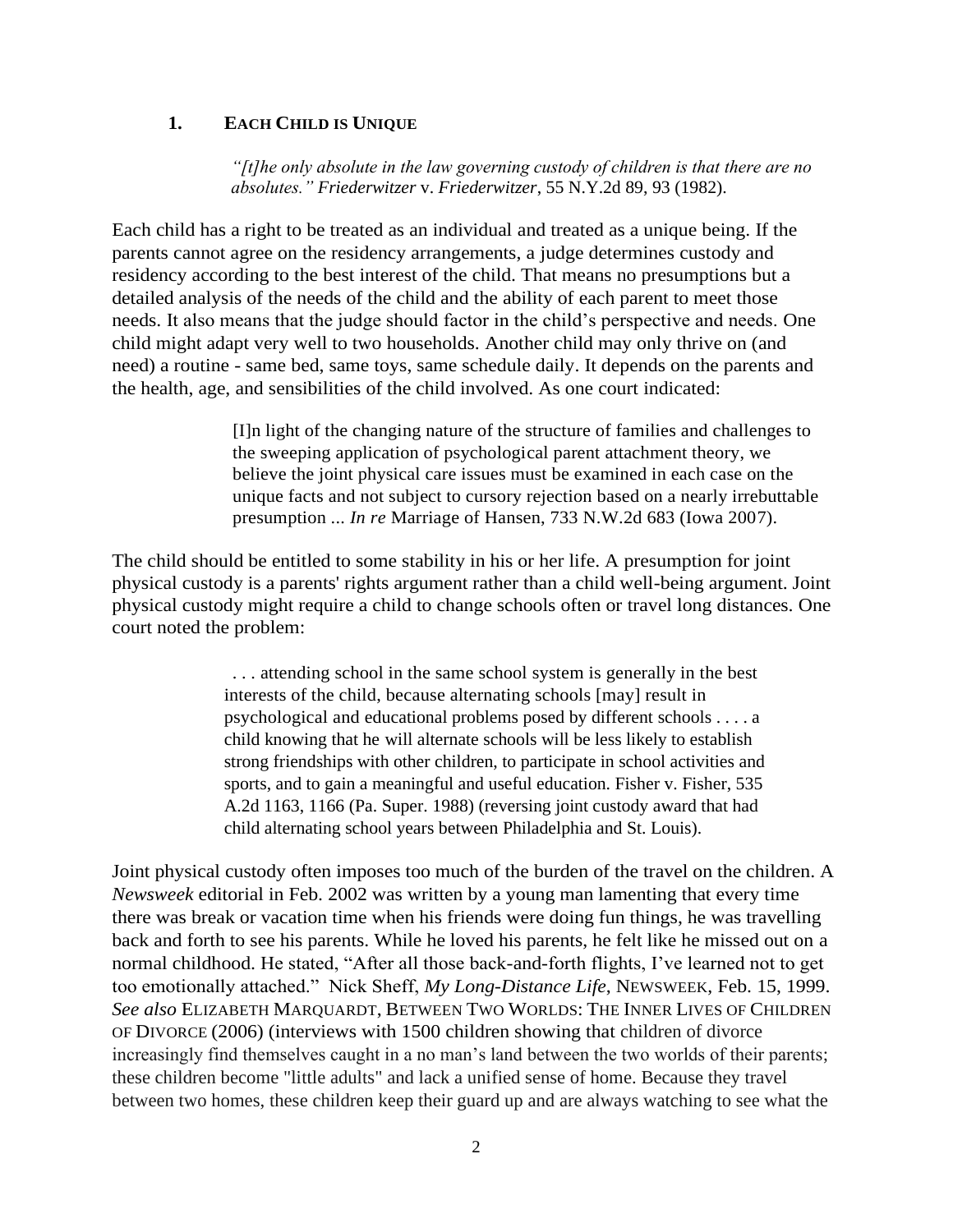### 1. **EACH CHILD IS UNIQUE**

> *"[t]he only absolute in the law governing custody of children is that there are no absolutes." Friederwitzer* v. *Friederwitzer*, 55 N.Y.2d 89, 93 (1982).

Each child has a right to be treated as an individual and treated as a unique being. If the parents cannot agree on the residency arrangements, a judge determines custody and residency according to the best interest of the child. That means no presumptions but a detailed analysis of the needs of the child and the ability of each parent to meet those needs. It also means that the judge should factor in the child's perspective and needs. One child might adapt very well to two households. Another child may only thrive on (and need) a routine - same bed, same toys, same schedule daily. It depends on the parents and the health, age, and sensibilities of the child involved. As one court indicated:

> [I]n light of the changing nature of the structure of families and challenges to the sweeping application of psychological parent attachment theory, we believe the joint physical care issues must be examined in each case on the unique facts and not subject to cursory rejection based on a nearly irrebuttable presumption ... *In re* Marriage of Hansen, 733 N.W.2d 683 (Iowa 2007).

The child should be entitled to some stability in his or her life. A presumption for joint physical custody is a parents' rights argument rather than a child well-being argument. Joint physical custody might require a child to change schools often or travel long distances. One court noted the problem:

> . . . attending school in the same school system is generally in the best interests of the child, because alternating schools [may] result in psychological and educational problems posed by different schools . . . . a child knowing that he will alternate schools will be less likely to establish strong friendships with other children, to participate in school activities and sports, and to gain a meaningful and useful education. Fisher v. Fisher, 535 A.2d 1163, 1166 (Pa. Super. 1988) (reversing joint custody award that had child alternating school years between Philadelphia and St. Louis).

Joint physical custody often imposes too much of the burden of the travel on the children. A *Newsweek* editorial in Feb. 2002 was written by a young man lamenting that every time there was break or vacation time when his friends were doing fun things, he was travelling back and forth to see his parents. While he loved his parents, he felt like he missed out on a normal childhood. He stated, "After all those back-and-forth flights, I've learned not to get too emotionally attached." Nick Sheff, *My Long-Distance Life*, NEWSWEEK, Feb. 15, 1999. *See also* ELIZABETH MARQUARDT, BETWEEN TWO WORLDS: THE INNER LIVES OF CHILDREN OF DIVORCE (2006) (interviews with 1500 children showing that children of divorce increasingly find themselves caught in a no man's land between the two worlds of their parents; these children become "little adults" and lack a unified sense of home. Because they travel between two homes, these children keep their guard up and are always watching to see what the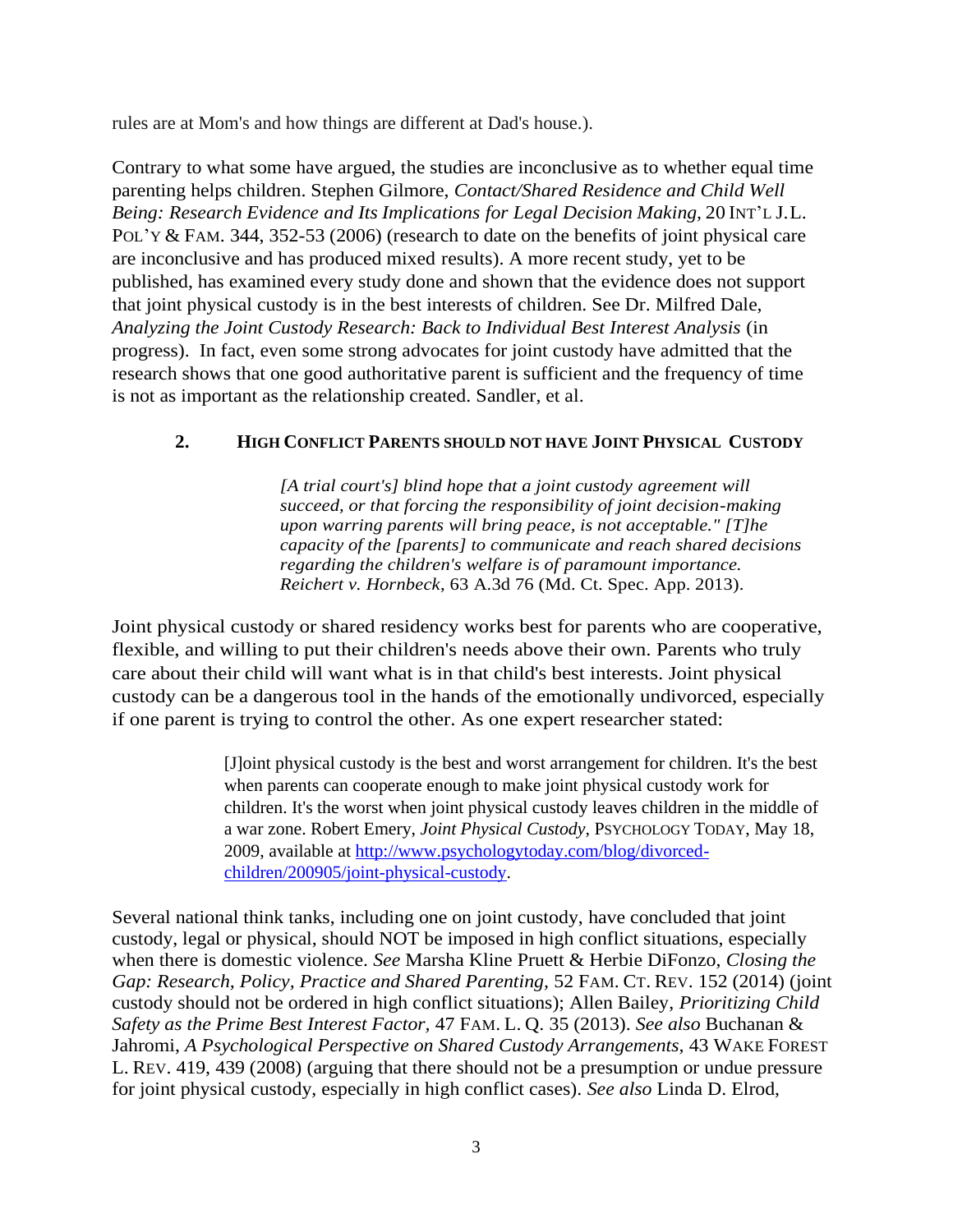rules are at Mom's and how things are different at Dad's house.).

Contrary to what some have argued, the studies are inconclusive as to whether equal time parenting helps children. Stephen Gilmore, *Contact/Shared Residence and Child Well Being: Research Evidence and Its Implications for Legal Decision Making*, 20 INT'L J.L. POL'Y & FAM. 344, 352-53 (2006) (research to date on the benefits of joint physical care are inconclusive and has produced mixed results). A more recent study, yet to be published, has examined every study done and shown that the evidence does not support that joint physical custody is in the best interests of children. See Dr. Milfred Dale, *Analyzing the Joint Custody Research: Back to Individual Best Interest Analysis* (in progress). In fact, even some strong advocates for joint custody have admitted that the research shows that one good authoritative parent is sufficient and the frequency of time is not as important as the relationship created. Sandler, et al.

### 2. HIGH CONFLICT PARENTS SHOULD NOT HAVE JOINT PHYSICAL CUSTODY

> *[A trial court's] blind hope that a joint custody agreement will succeed, or that forcing the responsibility of joint decision-making upon warring parents will bring peace, is not acceptable." [T]he capacity of the [parents] to communicate and reach shared decisions regarding the children's welfare is of paramount importance. Reichert v. Hornbeck*, 63 A.3d 76 (Md. Ct. Spec. App. 2013).

Joint physical custody or shared residency works best for parents who are cooperative, flexible, and willing to put their children's needs above their own. Parents who truly care about their child will want what is in that child's best interests. Joint physical custody can be a dangerous tool in the hands of the emotionally undivorced, especially if one parent is trying to control the other. As one expert researcher stated:

> [J]oint physical custody is the best and worst arrangement for children. It's the best when parents can cooperate enough to make joint physical custody work for children. It's the worst when joint physical custody leaves children in the middle of a war zone. Robert Emery, *Joint Physical Custody*, PSYCHOLOGY TODAY, May 18, 2009, available at [http://www.psychologytoday.com/blog/divorced-children/200905/joint-physical-custody](http://www.psychologytoday.com/blog/divorced-children/200905/joint-physical-custody).

Several national think tanks, including one on joint custody, have concluded that joint custody, legal or physical, should NOT be imposed in high conflict situations, especially when there is domestic violence. *See* Marsha Kline Pruett & Herbie DiFonzo, *Closing the Gap: Research, Policy, Practice and Shared Parenting*, 52 FAM. CT. REV. 152 (2014) (joint custody should not be ordered in high conflict situations); Allen Bailey, *Prioritizing Child Safety as the Prime Best Interest Factor*, 47 FAM. L. Q. 35 (2013). *See also* Buchanan & Jahromi, *A Psychological Perspective on Shared Custody Arrangements*, 43 WAKE FOREST L. REV. 419, 439 (2008) (arguing that there should not be a presumption or undue pressure for joint physical custody, especially in high conflict cases). *See also* Linda D. Elrod,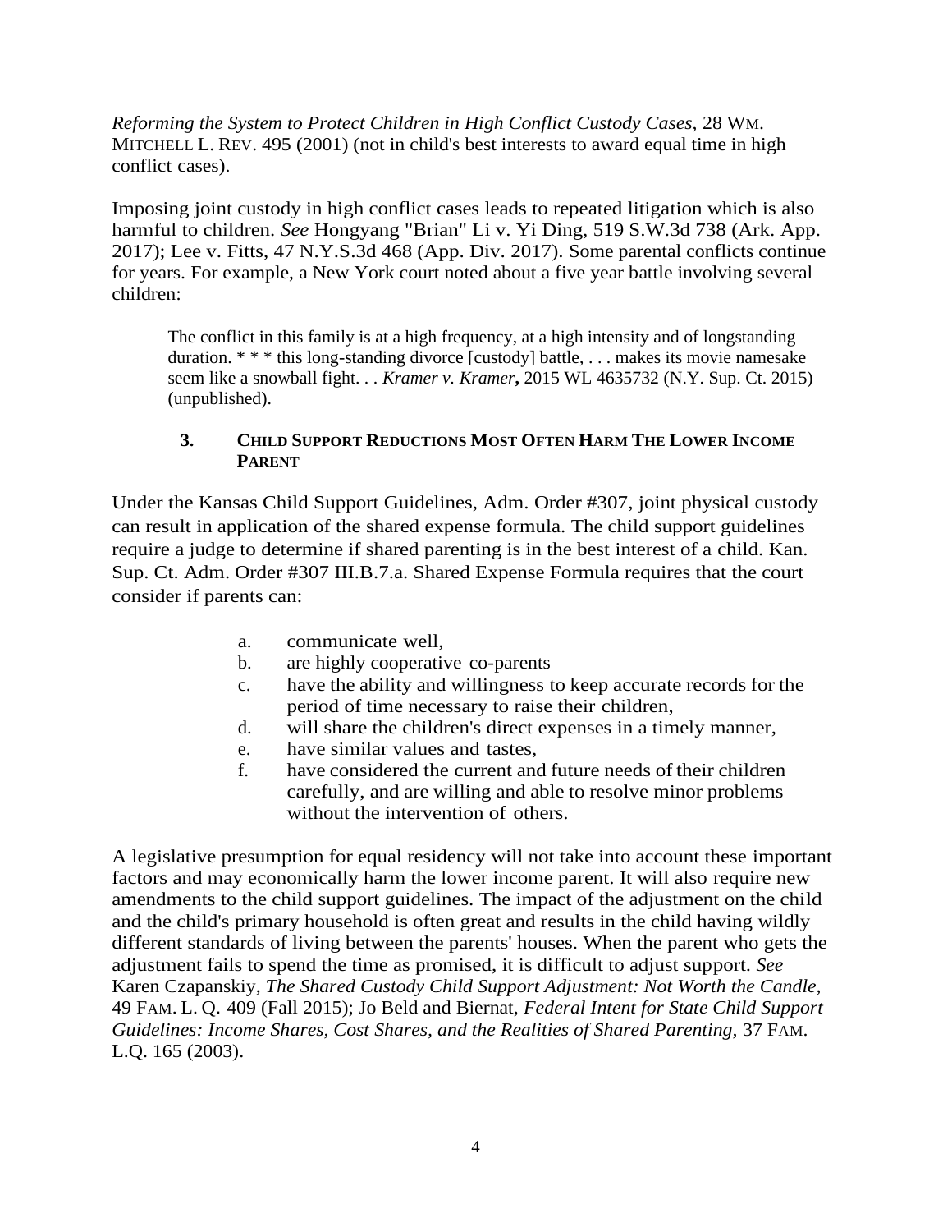*Reforming the System to Protect Children in High Conflict Custody Cases,* 28 WM. MITCHELL L. REV. 495 (2001) (not in child's best interests to award equal time in high conflict cases).

Imposing joint custody in high conflict cases leads to repeated litigation which is also harmful to children. *See* Hongyang "Brian" Li v. Yi Ding, 519 S.W.3d 738 (Ark. App. 2017); Lee v. Fitts, 47 N.Y.S.3d 468 (App. Div. 2017). Some parental conflicts continue for years. For example, a New York court noted about a five year battle involving several children:

> The conflict in this family is at a high frequency, at a high intensity and of longstanding duration. * * * this long-standing divorce [custody] battle, . . . makes its movie namesake seem like a snowball fight. . . *Kramer v. Kramer***,** 2015 WL 4635732 (N.Y. Sup. Ct. 2015) (unpublished).

### 3. CHILD SUPPORT REDUCTIONS MOST OFTEN HARM THE LOWER INCOME PARENT

Under the Kansas Child Support Guidelines, Adm. Order #307, joint physical custody can result in application of the shared expense formula. The child support guidelines require a judge to determine if shared parenting is in the best interest of a child. Kan. Sup. Ct. Adm. Order #307 III.B.7.a. Shared Expense Formula requires that the court consider if parents can:

a. communicate well,
b. are highly cooperative co-parents
c. have the ability and willingness to keep accurate records for the period of time necessary to raise their children,
d. will share the children's direct expenses in a timely manner,
e. have similar values and tastes,
f. have considered the current and future needs of their children carefully, and are willing and able to resolve minor problems without the intervention of others.

A legislative presumption for equal residency will not take into account these important factors and may economically harm the lower income parent. It will also require new amendments to the child support guidelines. The impact of the adjustment on the child and the child's primary household is often great and results in the child having wildly different standards of living between the parents' houses. When the parent who gets the adjustment fails to spend the time as promised, it is difficult to adjust support. *See* Karen Czapanskiy, *The Shared Custody Child Support Adjustment: Not Worth the Candle,* 49 FAM. L. Q. 409 (Fall 2015); Jo Beld and Biernat, *Federal Intent for State Child Support Guidelines: Income Shares, Cost Shares, and the Realities of Shared Parenting,* 37 FAM. L.Q. 165 (2003).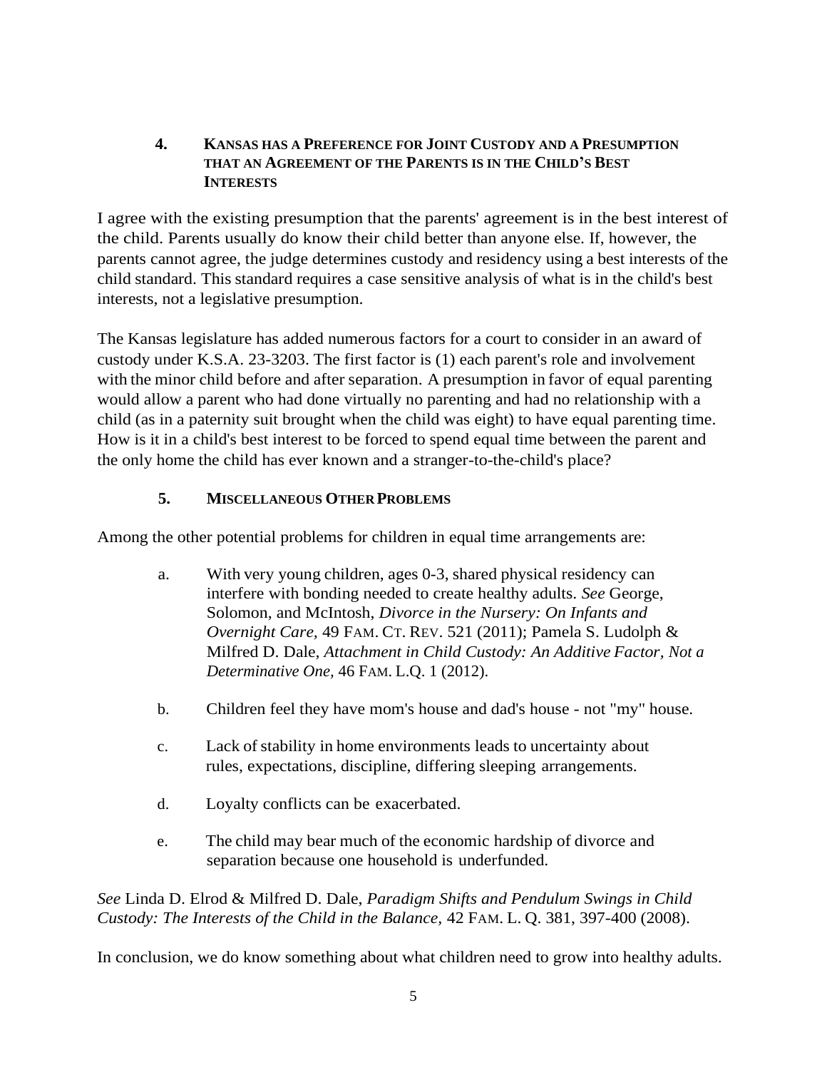### 4. KANSAS HAS A PREFERENCE FOR JOINT CUSTODY AND A PRESUMPTION THAT AN AGREEMENT OF THE PARENTS IS IN THE CHILD'S BEST INTERESTS

I agree with the existing presumption that the parents' agreement is in the best interest of the child. Parents usually do know their child better than anyone else. If, however, the parents cannot agree, the judge determines custody and residency using a best interests of the child standard. This standard requires a case sensitive analysis of what is in the child's best interests, not a legislative presumption.

The Kansas legislature has added numerous factors for a court to consider in an award of custody under K.S.A. 23-3203. The first factor is (1) each parent's role and involvement with the minor child before and after separation. A presumption in favor of equal parenting would allow a parent who had done virtually no parenting and had no relationship with a child (as in a paternity suit brought when the child was eight) to have equal parenting time. How is it in a child's best interest to be forced to spend equal time between the parent and the only home the child has ever known and a stranger-to-the-child's place?

### 5. MISCELLANEOUS OTHER PROBLEMS

Among the other potential problems for children in equal time arrangements are:

a. With very young children, ages 0-3, shared physical residency can interfere with bonding needed to create healthy adults. *See* George, Solomon, and McIntosh, *Divorce in the Nursery: On Infants and Overnight Care,* 49 FAM. CT. REV. 521 (2011); Pamela S. Ludolph & Milfred D. Dale, *Attachment in Child Custody: An Additive Factor, Not a Determinative One,* 46 FAM. L.Q. 1 (2012).

b. Children feel they have mom's house and dad's house - not "my" house.

c. Lack of stability in home environments leads to uncertainty about rules, expectations, discipline, differing sleeping arrangements.

d. Loyalty conflicts can be exacerbated.

e. The child may bear much of the economic hardship of divorce and separation because one household is underfunded.

*See* Linda D. Elrod & Milfred D. Dale, *Paradigm Shifts and Pendulum Swings in Child Custody: The Interests of the Child in the Balance,* 42 FAM. L. Q. 381, 397-400 (2008).

In conclusion, we do know something about what children need to grow into healthy adults.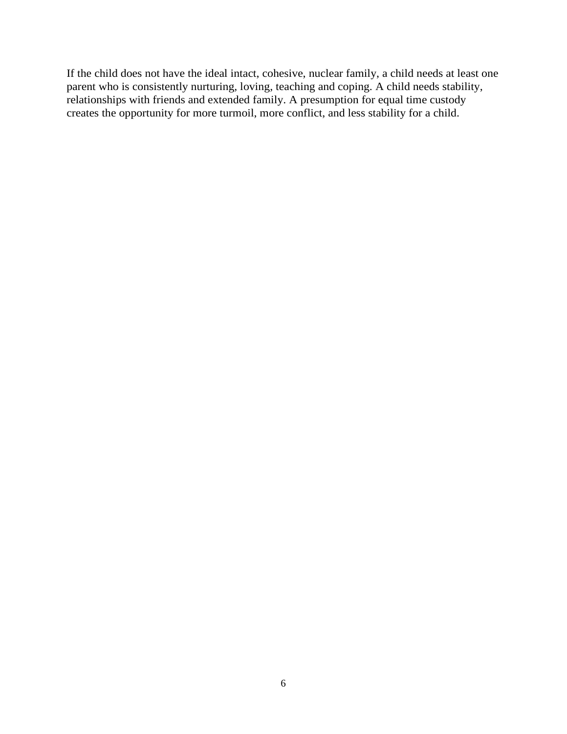If the child does not have the ideal intact, cohesive, nuclear family, a child needs at least one parent who is consistently nurturing, loving, teaching and coping. A child needs stability, relationships with friends and extended family. A presumption for equal time custody creates the opportunity for more turmoil, more conflict, and less stability for a child.